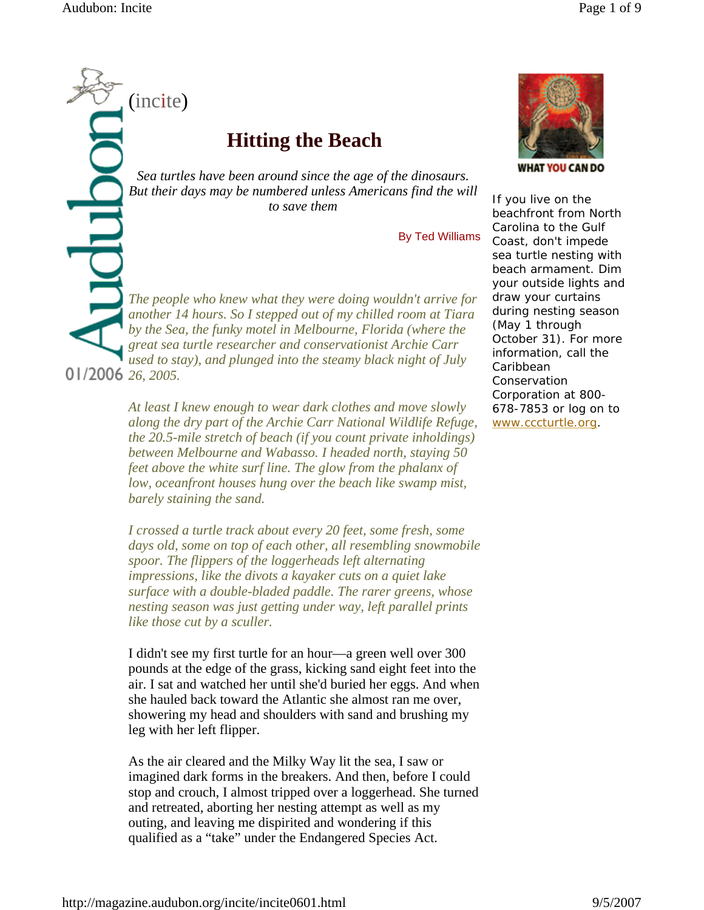(incite)

# Hitting the Beach

*Sea turtles have been around since the age of the dinosaurs. But their days may be numbered unless Americans find the will to save them*

By Ted Williams

01/2006

*The people who knew what they were doing wouldn't arrive for another 14 hours. So I stepped out of my chilled room at Tiara by the Sea, the funky motel in Melbourne, Florida (where the great sea turtle researcher and conservationist Archie Carr used to stay), and plunged into the steamy black night of July 26, 2005.*

*At least I knew enough to wear dark clothes and move slowly along the dry part of the Archie Carr National Wildlife Refuge, the 20.5-mile stretch of beach (if you count private inholdings) between Melbourne and Wabasso. I headed north, staying 50 feet above the white surf line. The glow from the phalanx of low, oceanfront houses hung over the beach like swamp mist, barely staining the sand.*

*I crossed a turtle track about every 20 feet, some fresh, some days old, some on top of each other, all resembling snowmobile spoor. The flippers of the loggerheads left alternating impressions, like the divots a kayaker cuts on a quiet lake surface with a double-bladed paddle. The rarer greens, whose nesting season was just getting under way, left parallel prints like those cut by a sculler.*

I didn't see my first turtle for an hour—a green well over 300 pounds at the edge of the grass, kicking sand eight feet into the air. I sat and watched her until she'd buried her eggs. And when she hauled back toward the Atlantic she almost ran me over, showering my head and shoulders with sand and brushing my leg with her left flipper.

As the air cleared and the Milky Way lit the sea, I saw or imagined dark forms in the breakers. And then, before I could stop and crouch, I almost tripped over a loggerhead. She turned and retreated, aborting her nesting attempt as well as my outing, and leaving me dispirited and wondering if this qualified as a "take" under the Endangered Species Act.

**WHAT YOU CAN DO**

If you live on the beachfront from North Carolina to the Gulf Coast, don't impede sea turtle nesting with beach armament. Dim your outside lights and draw your curtains during nesting season (May 1 through October 31). For more information, call the Caribbean Conservation Corporation at 800-678-7853 or log on to www.cccturtle.org.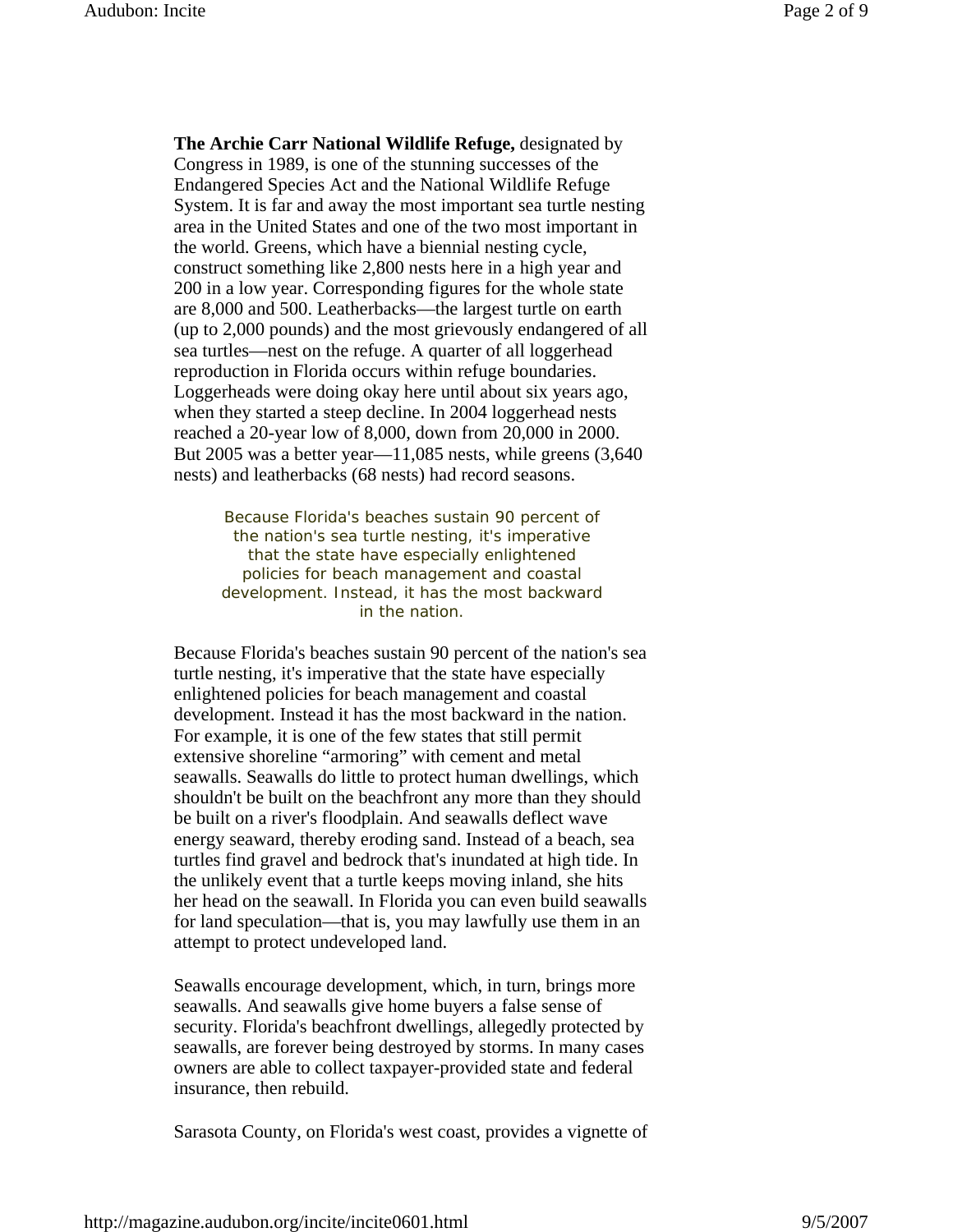**The Archie Carr National Wildlife Refuge,** designated by Congress in 1989, is one of the stunning successes of the Endangered Species Act and the National Wildlife Refuge System. It is far and away the most important sea turtle nesting area in the United States and one of the two most important in the world. Greens, which have a biennial nesting cycle, construct something like 2,800 nests here in a high year and 200 in a low year. Corresponding figures for the whole state are 8,000 and 500. Leatherbacks—the largest turtle on earth (up to 2,000 pounds) and the most grievously endangered of all sea turtles—nest on the refuge. A quarter of all loggerhead reproduction in Florida occurs within refuge boundaries. Loggerheads were doing okay here until about six years ago, when they started a steep decline. In 2004 loggerhead nests reached a 20-year low of 8,000, down from 20,000 in 2000. But 2005 was a better year—11,085 nests, while greens (3,640 nests) and leatherbacks (68 nests) had record seasons.

> Because Florida's beaches sustain 90 percent of the nation's sea turtle nesting, it's imperative that the state have especially enlightened policies for beach management and coastal development. Instead, it has the most backward in the nation.

Because Florida's beaches sustain 90 percent of the nation's sea turtle nesting, it's imperative that the state have especially enlightened policies for beach management and coastal development. Instead it has the most backward in the nation. For example, it is one of the few states that still permit extensive shoreline "armoring" with cement and metal seawalls. Seawalls do little to protect human dwellings, which shouldn't be built on the beachfront any more than they should be built on a river's floodplain. And seawalls deflect wave energy seaward, thereby eroding sand. Instead of a beach, sea turtles find gravel and bedrock that's inundated at high tide. In the unlikely event that a turtle keeps moving inland, she hits her head on the seawall. In Florida you can even build seawalls for land speculation—that is, you may lawfully use them in an attempt to protect undeveloped land.

Seawalls encourage development, which, in turn, brings more seawalls. And seawalls give home buyers a false sense of security. Florida's beachfront dwellings, allegedly protected by seawalls, are forever being destroyed by storms. In many cases owners are able to collect taxpayer-provided state and federal insurance, then rebuild.

Sarasota County, on Florida's west coast, provides a vignette of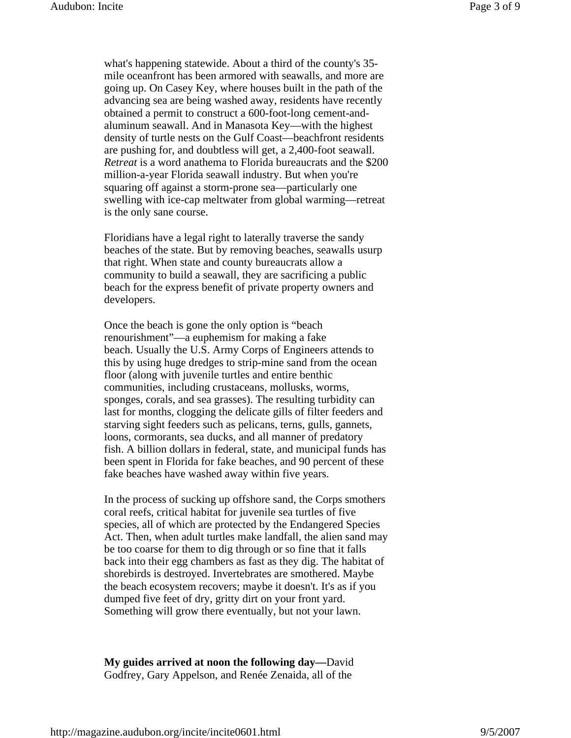what's happening statewide. About a third of the county's 35-mile oceanfront has been armored with seawalls, and more are going up. On Casey Key, where houses built in the path of the advancing sea are being washed away, residents have recently obtained a permit to construct a 600-foot-long cement-and-aluminum seawall. And in Manasota Key—with the highest density of turtle nests on the Gulf Coast—beachfront residents are pushing for, and doubtless will get, a 2,400-foot seawall. *Retreat* is a word anathema to Florida bureaucrats and the $200 million-a-year Florida seawall industry. But when you're squaring off against a storm-prone sea—particularly one swelling with ice-cap meltwater from global warming—retreat is the only sane course.

Floridians have a legal right to laterally traverse the sandy beaches of the state. But by removing beaches, seawalls usurp that right. When state and county bureaucrats allow a community to build a seawall, they are sacrificing a public beach for the express benefit of private property owners and developers.

Once the beach is gone the only option is "beach renourishment"—a euphemism for making a fake beach. Usually the U.S. Army Corps of Engineers attends to this by using huge dredges to strip-mine sand from the ocean floor (along with juvenile turtles and entire benthic communities, including crustaceans, mollusks, worms, sponges, corals, and sea grasses). The resulting turbidity can last for months, clogging the delicate gills of filter feeders and starving sight feeders such as pelicans, terns, gulls, gannets, loons, cormorants, sea ducks, and all manner of predatory fish. A billion dollars in federal, state, and municipal funds has been spent in Florida for fake beaches, and 90 percent of these fake beaches have washed away within five years.

In the process of sucking up offshore sand, the Corps smothers coral reefs, critical habitat for juvenile sea turtles of five species, all of which are protected by the Endangered Species Act. Then, when adult turtles make landfall, the alien sand may be too coarse for them to dig through or so fine that it falls back into their egg chambers as fast as they dig. The habitat of shorebirds is destroyed. Invertebrates are smothered. Maybe the beach ecosystem recovers; maybe it doesn't. It's as if you dumped five feet of dry, gritty dirt on your front yard. Something will grow there eventually, but not your lawn.

**My guides arrived at noon the following day—**David Godfrey, Gary Appelson, and Renée Zenaida, all of the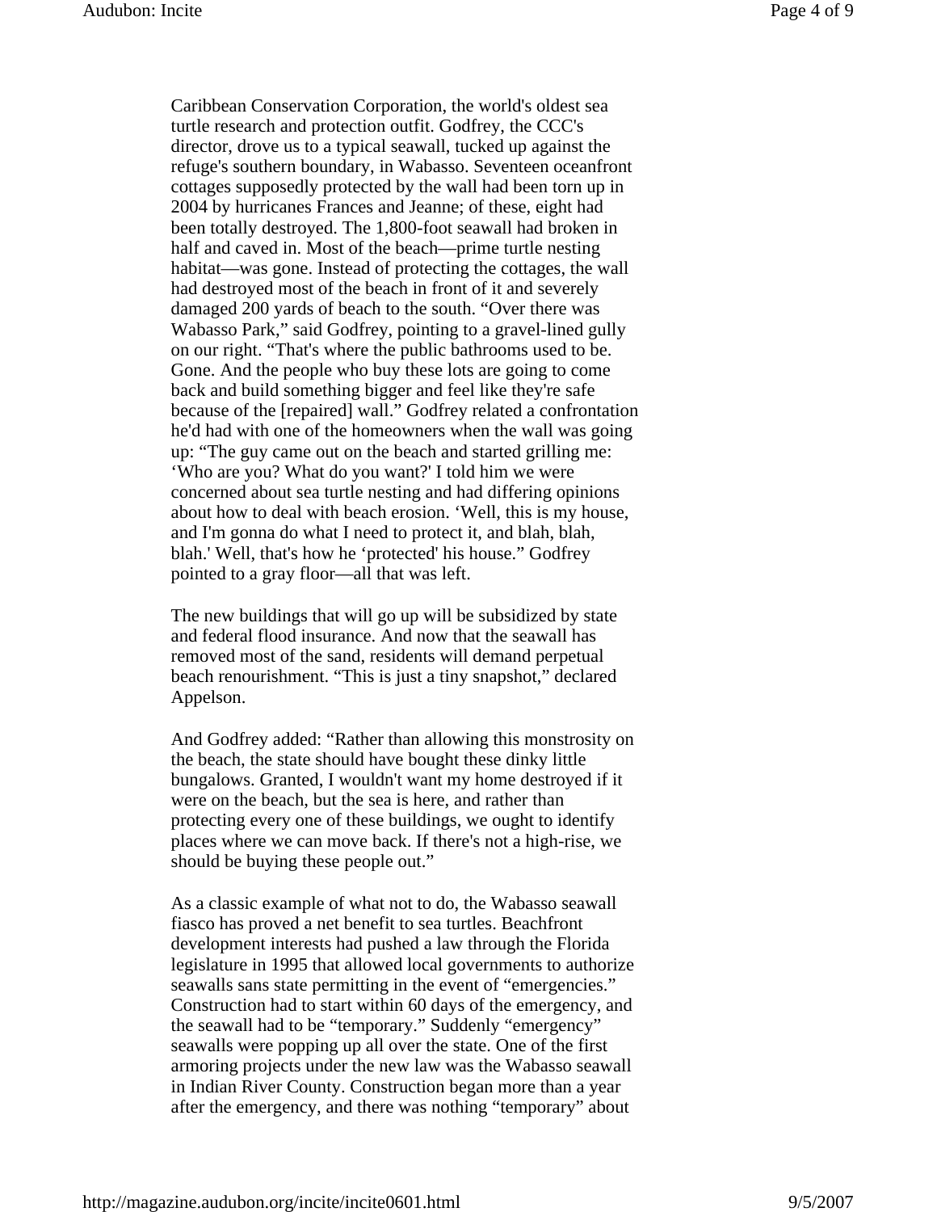Caribbean Conservation Corporation, the world's oldest sea turtle research and protection outfit. Godfrey, the CCC's director, drove us to a typical seawall, tucked up against the refuge's southern boundary, in Wabasso. Seventeen oceanfront cottages supposedly protected by the wall had been torn up in 2004 by hurricanes Frances and Jeanne; of these, eight had been totally destroyed. The 1,800-foot seawall had broken in half and caved in. Most of the beach—prime turtle nesting habitat—was gone. Instead of protecting the cottages, the wall had destroyed most of the beach in front of it and severely damaged 200 yards of beach to the south. "Over there was Wabasso Park," said Godfrey, pointing to a gravel-lined gully on our right. "That's where the public bathrooms used to be. Gone. And the people who buy these lots are going to come back and build something bigger and feel like they're safe because of the [repaired] wall." Godfrey related a confrontation he'd had with one of the homeowners when the wall was going up: "The guy came out on the beach and started grilling me: 'Who are you? What do you want?' I told him we were concerned about sea turtle nesting and had differing opinions about how to deal with beach erosion. 'Well, this is my house, and I'm gonna do what I need to protect it, and blah, blah, blah.' Well, that's how he 'protected' his house." Godfrey pointed to a gray floor—all that was left.

The new buildings that will go up will be subsidized by state and federal flood insurance. And now that the seawall has removed most of the sand, residents will demand perpetual beach renourishment. "This is just a tiny snapshot," declared Appelson.

And Godfrey added: "Rather than allowing this monstrosity on the beach, the state should have bought these dinky little bungalows. Granted, I wouldn't want my home destroyed if it were on the beach, but the sea is here, and rather than protecting every one of these buildings, we ought to identify places where we can move back. If there's not a high-rise, we should be buying these people out."

As a classic example of what not to do, the Wabasso seawall fiasco has proved a net benefit to sea turtles. Beachfront development interests had pushed a law through the Florida legislature in 1995 that allowed local governments to authorize seawalls sans state permitting in the event of "emergencies." Construction had to start within 60 days of the emergency, and the seawall had to be "temporary." Suddenly "emergency" seawalls were popping up all over the state. One of the first armoring projects under the new law was the Wabasso seawall in Indian River County. Construction began more than a year after the emergency, and there was nothing "temporary" about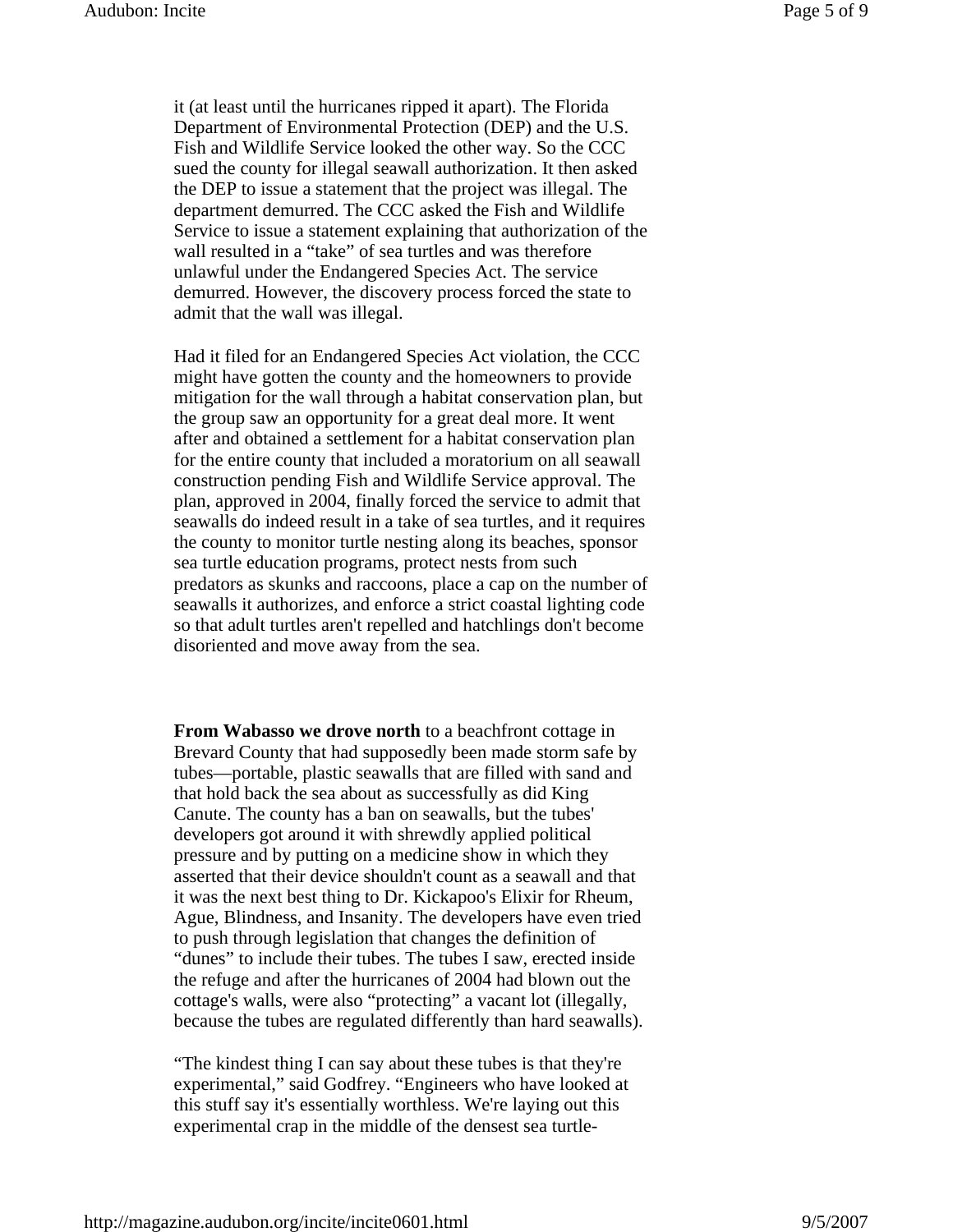it (at least until the hurricanes ripped it apart). The Florida Department of Environmental Protection (DEP) and the U.S. Fish and Wildlife Service looked the other way. So the CCC sued the county for illegal seawall authorization. It then asked the DEP to issue a statement that the project was illegal. The department demurred. The CCC asked the Fish and Wildlife Service to issue a statement explaining that authorization of the wall resulted in a "take" of sea turtles and was therefore unlawful under the Endangered Species Act. The service demurred. However, the discovery process forced the state to admit that the wall was illegal.

Had it filed for an Endangered Species Act violation, the CCC might have gotten the county and the homeowners to provide mitigation for the wall through a habitat conservation plan, but the group saw an opportunity for a great deal more. It went after and obtained a settlement for a habitat conservation plan for the entire county that included a moratorium on all seawall construction pending Fish and Wildlife Service approval. The plan, approved in 2004, finally forced the service to admit that seawalls do indeed result in a take of sea turtles, and it requires the county to monitor turtle nesting along its beaches, sponsor sea turtle education programs, protect nests from such predators as skunks and raccoons, place a cap on the number of seawalls it authorizes, and enforce a strict coastal lighting code so that adult turtles aren't repelled and hatchlings don't become disoriented and move away from the sea.

**From Wabasso we drove north** to a beachfront cottage in Brevard County that had supposedly been made storm safe by tubes—portable, plastic seawalls that are filled with sand and that hold back the sea about as successfully as did King Canute. The county has a ban on seawalls, but the tubes' developers got around it with shrewdly applied political pressure and by putting on a medicine show in which they asserted that their device shouldn't count as a seawall and that it was the next best thing to Dr. Kickapoo's Elixir for Rheum, Ague, Blindness, and Insanity. The developers have even tried to push through legislation that changes the definition of "dunes" to include their tubes. The tubes I saw, erected inside the refuge and after the hurricanes of 2004 had blown out the cottage's walls, were also "protecting" a vacant lot (illegally, because the tubes are regulated differently than hard seawalls).

"The kindest thing I can say about these tubes is that they're experimental," said Godfrey. "Engineers who have looked at this stuff say it's essentially worthless. We're laying out this experimental crap in the middle of the densest sea turtle-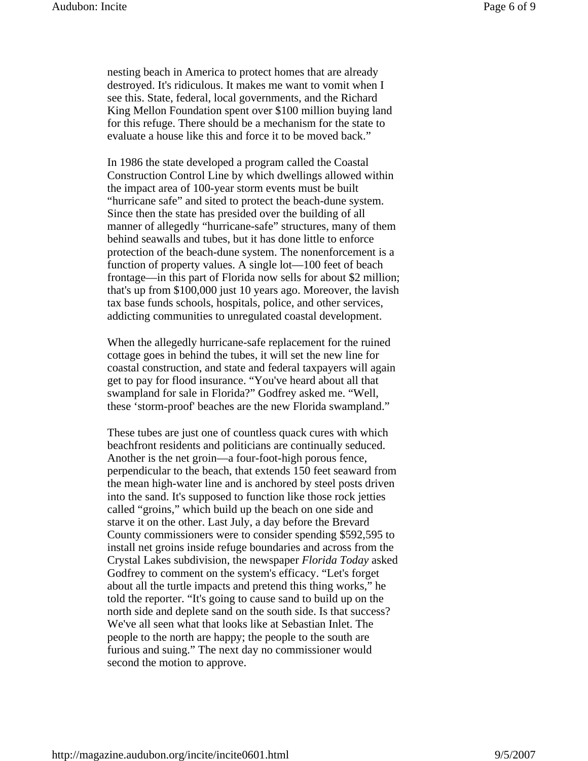nesting beach in America to protect homes that are already destroyed. It's ridiculous. It makes me want to vomit when I see this. State, federal, local governments, and the Richard King Mellon Foundation spent over $100 million buying land for this refuge. There should be a mechanism for the state to evaluate a house like this and force it to be moved back."

In 1986 the state developed a program called the Coastal Construction Control Line by which dwellings allowed within the impact area of 100-year storm events must be built "hurricane safe" and sited to protect the beach-dune system. Since then the state has presided over the building of all manner of allegedly "hurricane-safe" structures, many of them behind seawalls and tubes, but it has done little to enforce protection of the beach-dune system. The nonenforcement is a function of property values. A single lot—100 feet of beach frontage—in this part of Florida now sells for about $2 million; that's up from $100,000 just 10 years ago. Moreover, the lavish tax base funds schools, hospitals, police, and other services, addicting communities to unregulated coastal development.

When the allegedly hurricane-safe replacement for the ruined cottage goes in behind the tubes, it will set the new line for coastal construction, and state and federal taxpayers will again get to pay for flood insurance. "You've heard about all that swampland for sale in Florida?" Godfrey asked me. "Well, these 'storm-proof' beaches are the new Florida swampland."

These tubes are just one of countless quack cures with which beachfront residents and politicians are continually seduced. Another is the net groin—a four-foot-high porous fence, perpendicular to the beach, that extends 150 feet seaward from the mean high-water line and is anchored by steel posts driven into the sand. It's supposed to function like those rock jetties called "groins," which build up the beach on one side and starve it on the other. Last July, a day before the Brevard County commissioners were to consider spending $592,595 to install net groins inside refuge boundaries and across from the Crystal Lakes subdivision, the newspaper *Florida Today* asked Godfrey to comment on the system's efficacy. "Let's forget about all the turtle impacts and pretend this thing works," he told the reporter. "It's going to cause sand to build up on the north side and deplete sand on the south side. Is that success? We've all seen what that looks like at Sebastian Inlet. The people to the north are happy; the people to the south are furious and suing." The next day no commissioner would second the motion to approve.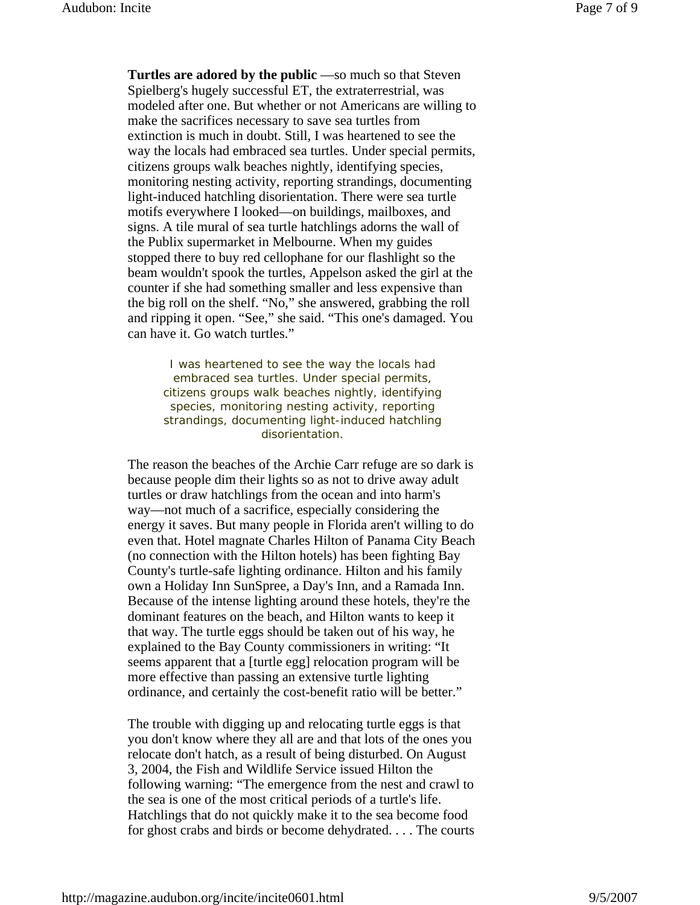**Turtles are adored by the public** —so much so that Steven Spielberg's hugely successful ET, the extraterrestrial, was modeled after one. But whether or not Americans are willing to make the sacrifices necessary to save sea turtles from extinction is much in doubt. Still, I was heartened to see the way the locals had embraced sea turtles. Under special permits, citizens groups walk beaches nightly, identifying species, monitoring nesting activity, reporting strandings, documenting light-induced hatchling disorientation. There were sea turtle motifs everywhere I looked—on buildings, mailboxes, and signs. A tile mural of sea turtle hatchlings adorns the wall of the Publix supermarket in Melbourne. When my guides stopped there to buy red cellophane for our flashlight so the beam wouldn't spook the turtles, Appelson asked the girl at the counter if she had something smaller and less expensive than the big roll on the shelf. "No," she answered, grabbing the roll and ripping it open. "See," she said. "This one's damaged. You can have it. Go watch turtles."

> I was heartened to see the way the locals had embraced sea turtles. Under special permits, citizens groups walk beaches nightly, identifying species, monitoring nesting activity, reporting strandings, documenting light-induced hatchling disorientation.

The reason the beaches of the Archie Carr refuge are so dark is because people dim their lights so as not to drive away adult turtles or draw hatchlings from the ocean and into harm's way—not much of a sacrifice, especially considering the energy it saves. But many people in Florida aren't willing to do even that. Hotel magnate Charles Hilton of Panama City Beach (no connection with the Hilton hotels) has been fighting Bay County's turtle-safe lighting ordinance. Hilton and his family own a Holiday Inn SunSpree, a Day's Inn, and a Ramada Inn. Because of the intense lighting around these hotels, they're the dominant features on the beach, and Hilton wants to keep it that way. The turtle eggs should be taken out of his way, he explained to the Bay County commissioners in writing: "It seems apparent that a [turtle egg] relocation program will be more effective than passing an extensive turtle lighting ordinance, and certainly the cost-benefit ratio will be better."

The trouble with digging up and relocating turtle eggs is that you don't know where they all are and that lots of the ones you relocate don't hatch, as a result of being disturbed. On August 3, 2004, the Fish and Wildlife Service issued Hilton the following warning: "The emergence from the nest and crawl to the sea is one of the most critical periods of a turtle's life. Hatchlings that do not quickly make it to the sea become food for ghost crabs and birds or become dehydrated. . . . The courts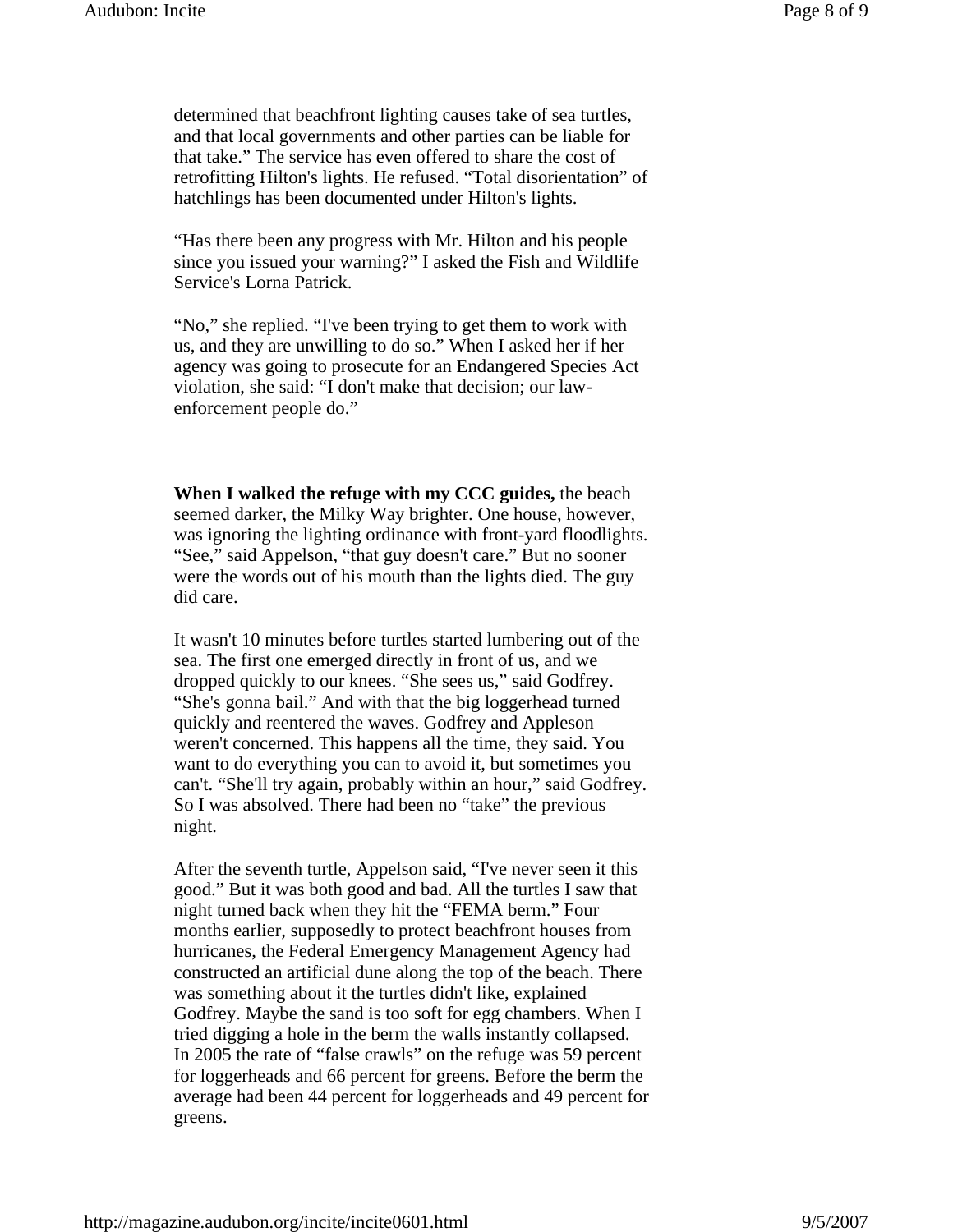determined that beachfront lighting causes take of sea turtles, and that local governments and other parties can be liable for that take." The service has even offered to share the cost of retrofitting Hilton's lights. He refused. "Total disorientation" of hatchlings has been documented under Hilton's lights.

"Has there been any progress with Mr. Hilton and his people since you issued your warning?" I asked the Fish and Wildlife Service's Lorna Patrick.

"No," she replied. "I've been trying to get them to work with us, and they are unwilling to do so." When I asked her if her agency was going to prosecute for an Endangered Species Act violation, she said: "I don't make that decision; our law-enforcement people do."

**When I walked the refuge with my CCC guides,** the beach seemed darker, the Milky Way brighter. One house, however, was ignoring the lighting ordinance with front-yard floodlights. "See," said Appelson, "that guy doesn't care." But no sooner were the words out of his mouth than the lights died. The guy did care.

It wasn't 10 minutes before turtles started lumbering out of the sea. The first one emerged directly in front of us, and we dropped quickly to our knees. "She sees us," said Godfrey. "She's gonna bail." And with that the big loggerhead turned quickly and reentered the waves. Godfrey and Appleson weren't concerned. This happens all the time, they said. You want to do everything you can to avoid it, but sometimes you can't. "She'll try again, probably within an hour," said Godfrey. So I was absolved. There had been no "take" the previous night.

After the seventh turtle, Appelson said, "I've never seen it this good." But it was both good and bad. All the turtles I saw that night turned back when they hit the "FEMA berm." Four months earlier, supposedly to protect beachfront houses from hurricanes, the Federal Emergency Management Agency had constructed an artificial dune along the top of the beach. There was something about it the turtles didn't like, explained Godfrey. Maybe the sand is too soft for egg chambers. When I tried digging a hole in the berm the walls instantly collapsed. In 2005 the rate of "false crawls" on the refuge was 59 percent for loggerheads and 66 percent for greens. Before the berm the average had been 44 percent for loggerheads and 49 percent for greens.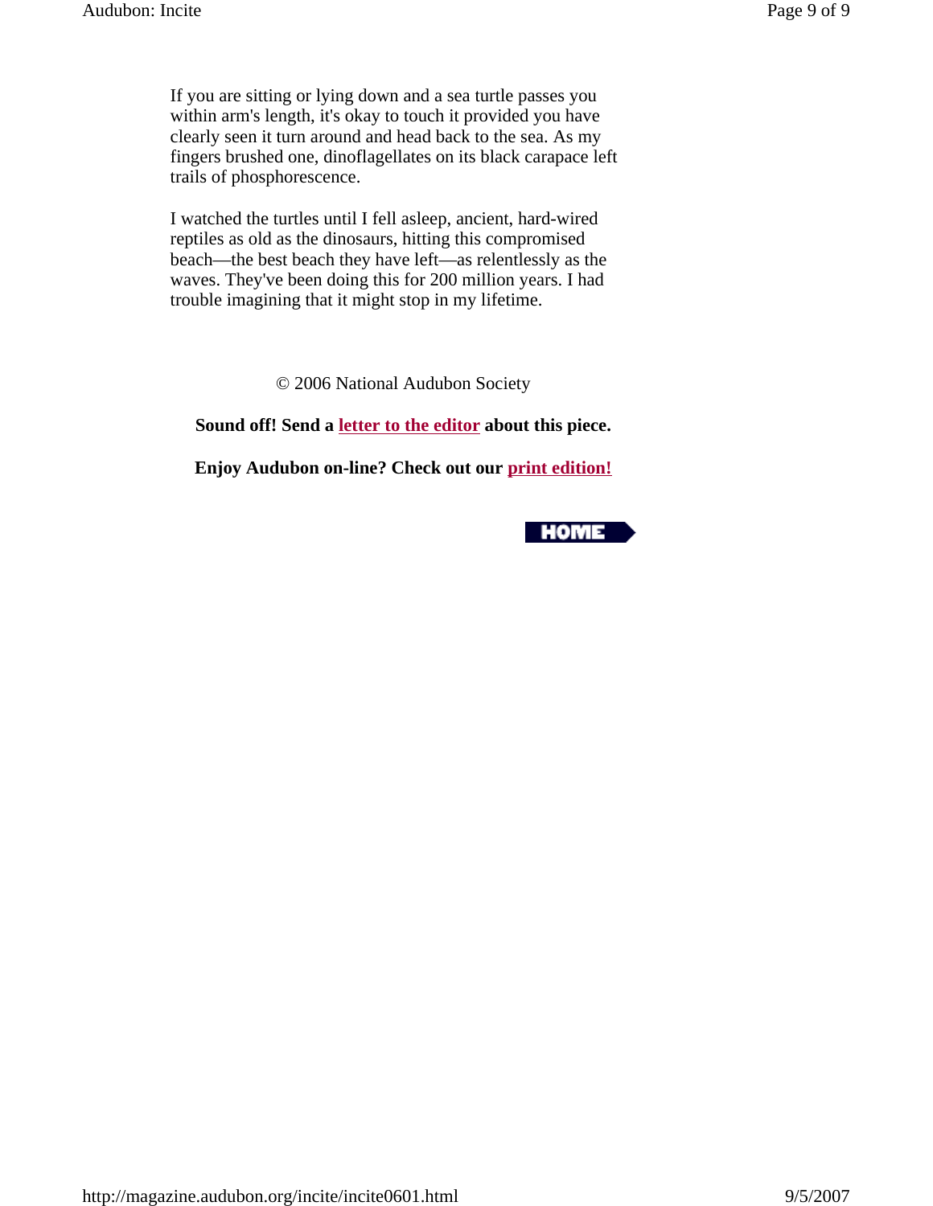If you are sitting or lying down and a sea turtle passes you within arm's length, it's okay to touch it provided you have clearly seen it turn around and head back to the sea. As my fingers brushed one, dinoflagellates on its black carapace left trails of phosphorescence.

I watched the turtles until I fell asleep, ancient, hard-wired reptiles as old as the dinosaurs, hitting this compromised beach—the best beach they have left—as relentlessly as the waves. They've been doing this for 200 million years. I had trouble imagining that it might stop in my lifetime.

© 2006 National Audubon Society

**Sound off! Send a letter to the editor about this piece.**

**Enjoy Audubon on-line? Check out our print edition!**

HOME